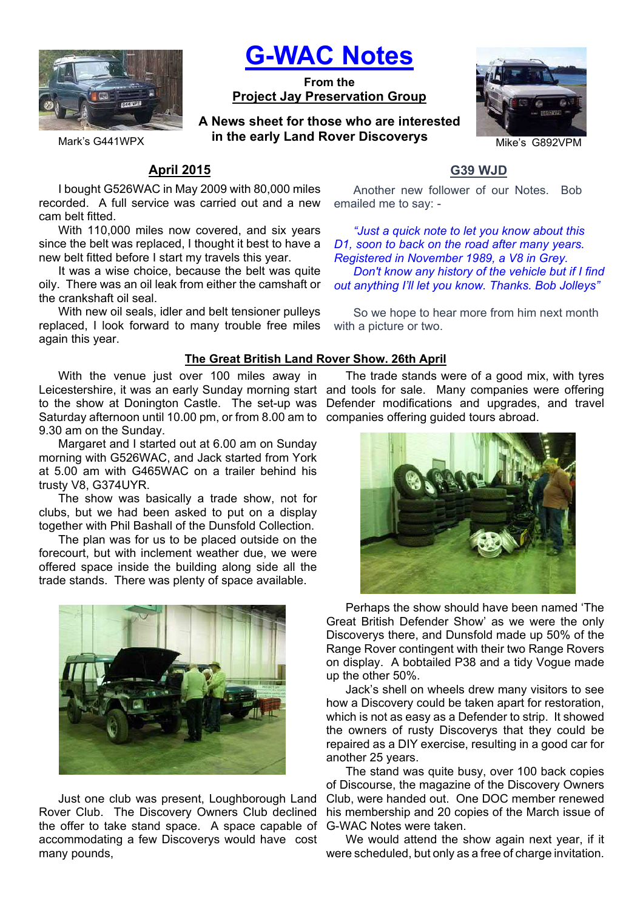# G-WAC Notes

**From the**
**Project Jay Preservation Group**

**A News sheet for those who are interested in the early Land Rover Discoverys**

Mark's G441WPX

Mike's G892VPM

## April 2015

I bought G526WAC in May 2009 with 80,000 miles recorded. A full service was carried out and a new cam belt fitted.

With 110,000 miles now covered, and six years since the belt was replaced, I thought it best to have a new belt fitted before I start my travels this year.

It was a wise choice, because the belt was quite oily. There was an oil leak from either the camshaft or the crankshaft oil seal.

With new oil seals, idler and belt tensioner pulleys replaced, I look forward to many trouble free miles again this year.

## G39 WJD

Another new follower of our Notes. Bob emailed me to say: -

*"Just a quick note to let you know about this D1, soon to back on the road after many years. Registered in November 1989, a V8 in Grey.*

*Don't know any history of the vehicle but if I find out anything I'll let you know. Thanks. Bob Jolleys"*

So we hope to hear more from him next month with a picture or two.

## The Great British Land Rover Show. 26th April

With the venue just over 100 miles away in Leicestershire, it was an early Sunday morning start to the show at Donington Castle. The set-up was Saturday afternoon until 10.00 pm, or from 8.00 am to 9.30 am on the Sunday.

Margaret and I started out at 6.00 am on Sunday morning with G526WAC, and Jack started from York at 5.00 am with G465WAC on a trailer behind his trusty V8, G374UYR.

The show was basically a trade show, not for clubs, but we had been asked to put on a display together with Phil Bashall of the Dunsfold Collection.

The plan was for us to be placed outside on the forecourt, but with inclement weather due, we were offered space inside the building along side all the trade stands. There was plenty of space available.

Just one club was present, Loughborough Land Rover Club. The Discovery Owners Club declined the offer to take stand space. A space capable of accommodating a few Discoverys would have cost many pounds,

The trade stands were of a good mix, with tyres and tools for sale. Many companies were offering Defender modifications and upgrades, and travel companies offering guided tours abroad.

Perhaps the show should have been named 'The Great British Defender Show' as we were the only Discoverys there, and Dunsfold made up 50% of the Range Rover contingent with their two Range Rovers on display. A bobtailed P38 and a tidy Vogue made up the other 50%.

Jack's shell on wheels drew many visitors to see how a Discovery could be taken apart for restoration, which is not as easy as a Defender to strip. It showed the owners of rusty Discoverys that they could be repaired as a DIY exercise, resulting in a good car for another 25 years.

The stand was quite busy, over 100 back copies of Discourse, the magazine of the Discovery Owners Club, were handed out. One DOC member renewed his membership and 20 copies of the March issue of G-WAC Notes were taken.

We would attend the show again next year, if it were scheduled, but only as a free of charge invitation.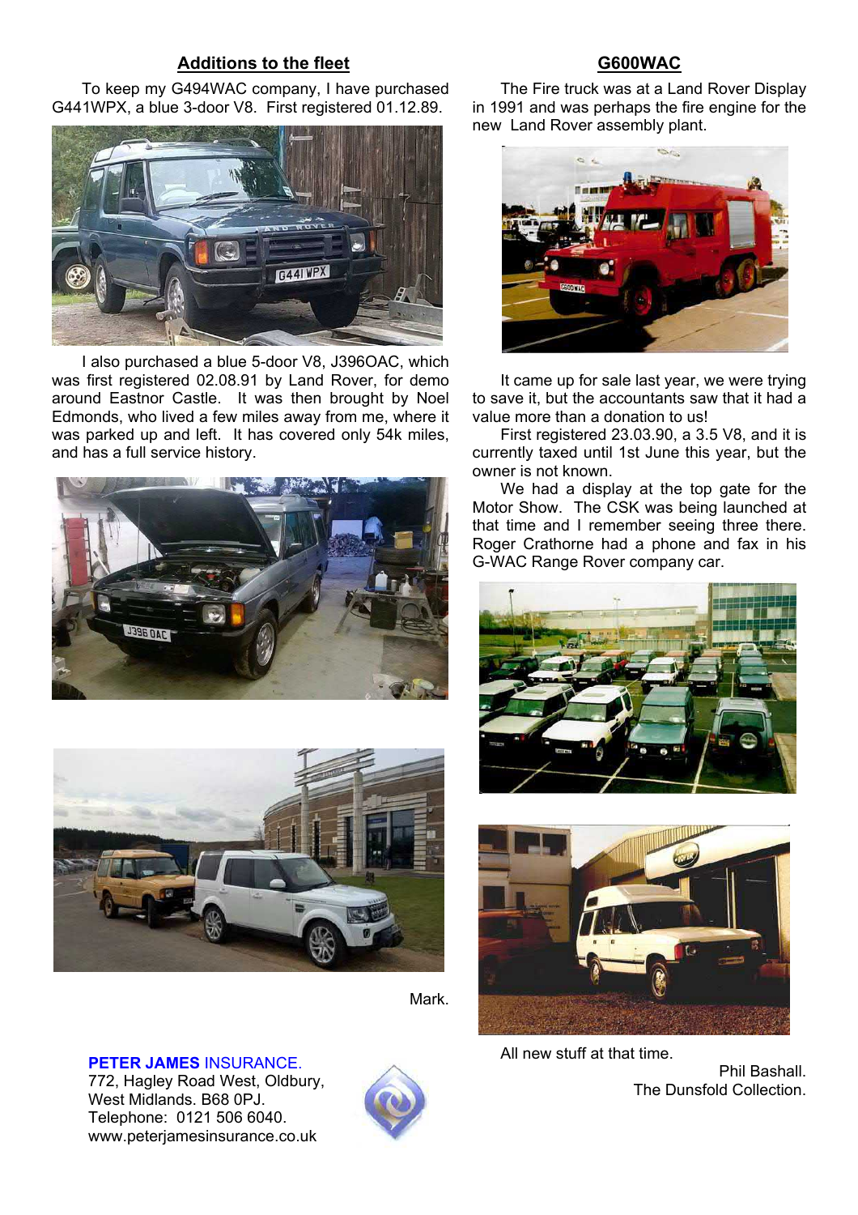## Additions to the fleet

To keep my G494WAC company, I have purchased G441WPX, a blue 3-door V8. First registered 01.12.89.

I also purchased a blue 5-door V8, J396OAC, which was first registered 02.08.91 by Land Rover, for demo around Eastnor Castle. It was then brought by Noel Edmonds, who lived a few miles away from me, where it was parked up and left. It has covered only 54k miles, and has a full service history.

Mark.

**PETER JAMES** INSURANCE.
772, Hagley Road West, Oldbury,
West Midlands. B68 0PJ.
Telephone: 0121 506 6040.
www.peterjamesinsurance.co.uk

## G600WAC

The Fire truck was at a Land Rover Display in 1991 and was perhaps the fire engine for the new Land Rover assembly plant.

It came up for sale last year, we were trying to save it, but the accountants saw that it had a value more than a donation to us!

First registered 23.03.90, a 3.5 V8, and it is currently taxed until 1st June this year, but the owner is not known.

We had a display at the top gate for the Motor Show. The CSK was being launched at that time and I remember seeing three there. Roger Crathorne had a phone and fax in his G-WAC Range Rover company car.

All new stuff at that time.

Phil Bashall.
The Dunsfold Collection.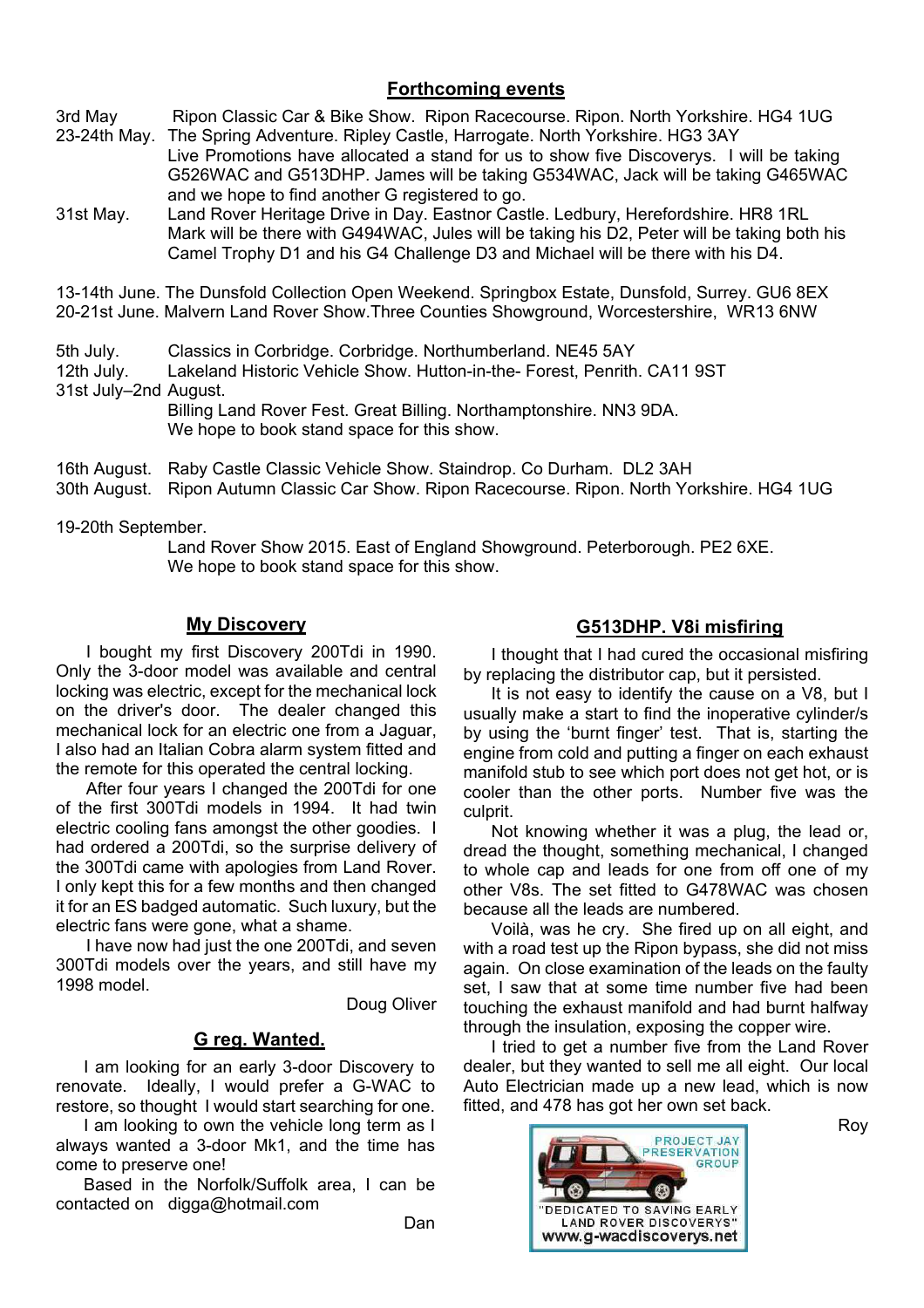## Forthcoming events

3rd May Ripon Classic Car & Bike Show. Ripon Racecourse. Ripon. North Yorkshire. HG4 1UG

23-24th May. The Spring Adventure. Ripley Castle, Harrogate. North Yorkshire. HG3 3AY
Live Promotions have allocated a stand for us to show five Discoverys. I will be taking G526WAC and G513DHP. James will be taking G534WAC, Jack will be taking G465WAC and we hope to find another G registered to go.

31st May. Land Rover Heritage Drive in Day. Eastnor Castle. Ledbury, Herefordshire. HR8 1RL
Mark will be there with G494WAC, Jules will be taking his D2, Peter will be taking both his Camel Trophy D1 and his G4 Challenge D3 and Michael will be there with his D4.

13-14th June. The Dunsfold Collection Open Weekend. Springbox Estate, Dunsfold, Surrey. GU6 8EX

20-21st June. Malvern Land Rover Show.Three Counties Showground, Worcestershire, WR13 6NW

5th July. Classics in Corbridge. Corbridge. Northumberland. NE45 5AY

12th July. Lakeland Historic Vehicle Show. Hutton-in-the- Forest, Penrith. CA11 9ST

31st July–2nd August.
Billing Land Rover Fest. Great Billing. Northamptonshire. NN3 9DA.
We hope to book stand space for this show.

16th August. Raby Castle Classic Vehicle Show. Staindrop. Co Durham. DL2 3AH

30th August. Ripon Autumn Classic Car Show. Ripon Racecourse. Ripon. North Yorkshire. HG4 1UG

19-20th September.
Land Rover Show 2015. East of England Showground. Peterborough. PE2 6XE.
We hope to book stand space for this show.

## My Discovery

I bought my first Discovery 200Tdi in 1990. Only the 3-door model was available and central locking was electric, except for the mechanical lock on the driver's door. The dealer changed this mechanical lock for an electric one from a Jaguar, I also had an Italian Cobra alarm system fitted and the remote for this operated the central locking.

After four years I changed the 200Tdi for one of the first 300Tdi models in 1994. It had twin electric cooling fans amongst the other goodies. I had ordered a 200Tdi, so the surprise delivery of the 300Tdi came with apologies from Land Rover. I only kept this for a few months and then changed it for an ES badged automatic. Such luxury, but the electric fans were gone, what a shame.

I have now had just the one 200Tdi, and seven 300Tdi models over the years, and still have my 1998 model.

Doug Oliver

## G reg. Wanted.

I am looking for an early 3-door Discovery to renovate. Ideally, I would prefer a G-WAC to restore, so thought I would start searching for one.

I am looking to own the vehicle long term as I always wanted a 3-door Mk1, and the time has come to preserve one!

Based in the Norfolk/Suffolk area, I can be contacted on digga@hotmail.com

Dan

## G513DHP. V8i misfiring

I thought that I had cured the occasional misfiring by replacing the distributor cap, but it persisted.

It is not easy to identify the cause on a V8, but I usually make a start to find the inoperative cylinder/s by using the 'burnt finger' test. That is, starting the engine from cold and putting a finger on each exhaust manifold stub to see which port does not get hot, or is cooler than the other ports. Number five was the culprit.

Not knowing whether it was a plug, the lead or, dread the thought, something mechanical, I changed to whole cap and leads for one from off one of my other V8s. The set fitted to G478WAC was chosen because all the leads are numbered.

Voilà, was he cry. She fired up on all eight, and with a road test up the Ripon bypass, she did not miss again. On close examination of the leads on the faulty set, I saw that at some time number five had been touching the exhaust manifold and had burnt halfway through the insulation, exposing the copper wire.

I tried to get a number five from the Land Rover dealer, but they wanted to sell me all eight. Our local Auto Electrician made up a new lead, which is now fitted, and 478 has got her own set back.

Roy

PROJECT JAY PRESERVATION GROUP

"DEDICATED TO SAVING EARLY LAND ROVER DISCOVERYS"

www.g-wacdiscoverys.net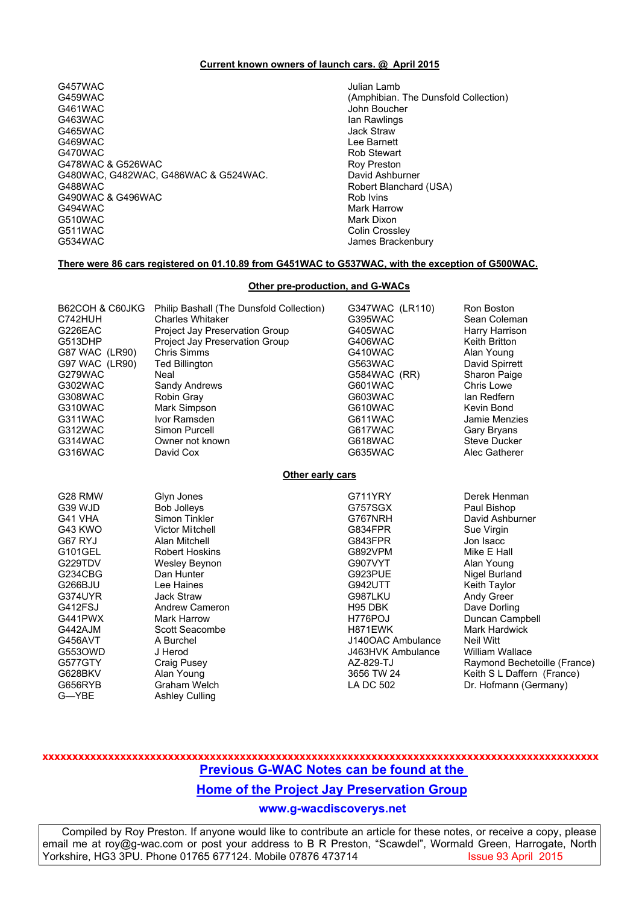**Current known owners of launch cars. @ April 2015**

| | |
|---|---|
| G457WAC | Julian Lamb |
| G459WAC | (Amphibian. The Dunsfold Collection) |
| G461WAC | John Boucher |
| G463WAC | Ian Rawlings |
| G465WAC | Jack Straw |
| G469WAC | Lee Barnett |
| G470WAC | Rob Stewart |
| G478WAC & G526WAC | Roy Preston |
| G480WAC, G482WAC, G486WAC & G524WAC. | David Ashburner |
| G488WAC | Robert Blanchard (USA) |
| G490WAC & G496WAC | Rob Ivins |
| G494WAC | Mark Harrow |
| G510WAC | Mark Dixon |
| G511WAC | Colin Crossley |
| G534WAC | James Brackenbury |

**There were 86 cars registered on 01.10.89 from G451WAC to G537WAC, with the exception of G500WAC.**

**Other pre-production, and G-WACs**

| | | | |
|---|---|---|---|
| B62COH & C60JKG | Philip Bashall (The Dunsfold Collection) | G347WAC (LR110) | Ron Boston |
| C742HUH | Charles Whitaker | G395WAC | Sean Coleman |
| G226EAC | Project Jay Preservation Group | G405WAC | Harry Harrison |
| G513DHP | Project Jay Preservation Group | G406WAC | Keith Britton |
| G87 WAC (LR90) | Chris Simms | G410WAC | Alan Young |
| G97 WAC (LR90) | Ted Billington | G563WAC | David Spirrett |
| G279WAC | Neal | G584WAC (RR) | Sharon Paige |
| G302WAC | Sandy Andrews | G601WAC | Chris Lowe |
| G308WAC | Robin Gray | G603WAC | Ian Redfern |
| G310WAC | Mark Simpson | G610WAC | Kevin Bond |
| G311WAC | Ivor Ramsden | G611WAC | Jamie Menzies |
| G312WAC | Simon Purcell | G617WAC | Gary Bryans |
| G314WAC | Owner not known | G618WAC | Steve Ducker |
| G316WAC | David Cox | G635WAC | Alec Gatherer |

**Other early cars**

| | | | |
|---|---|---|---|
| G28 RMW | Glyn Jones | G711YRY | Derek Henman |
| G39 WJD | Bob Jolleys | G757SGX | Paul Bishop |
| G41 VHA | Simon Tinkler | G767NRH | David Ashburner |
| G43 KWO | Victor Mitchell | G834FPR | Sue Virgin |
| G67 RYJ | Alan Mitchell | G843FPR | Jon Isacc |
| G101GEL | Robert Hoskins | G892VPM | Mike E Hall |
| G229TDV | Wesley Beynon | G907VYT | Alan Young |
| G234CBG | Dan Hunter | G923PUE | Nigel Burland |
| G266BJU | Lee Haines | G942UTT | Keith Taylor |
| G374UYR | Jack Straw | G987LKU | Andy Greer |
| G412FSJ | Andrew Cameron | H95 DBK | Dave Dorling |
| G441PWX | Mark Harrow | H776POJ | Duncan Campbell |
| G442AJM | Scott Seacombe | H871EWK | Mark Hardwick |
| G456AVT | A Burchel | J140OAC Ambulance | Neil Witt |
| G553OWD | J Herod | J463HVK Ambulance | William Wallace |
| G577GTY | Craig Pusey | AZ-829-TJ | Raymond Bechetoille (France) |
| G628BKV | Alan Young | 3656 TW 24 | Keith S L Daffern (France) |
| G656RYB | Graham Welch | LA DC 502 | Dr. Hofmann (Germany) |
| G—YBE | Ashley Culling | | |

xxxxxxxxxxxxxxxxxxxxxxxxxxxxxxxxxxxxxxxxxxxxxxxxxxxxxxxxxxxxxxxxxxxxxxxxxxxxxxxxxxxxxxx

**Previous G-WAC Notes can be found at the**

**Home of the Project Jay Preservation Group**

**www.g-wacdiscoverys.net**

Compiled by Roy Preston. If anyone would like to contribute an article for these notes, or receive a copy, please email me at roy@g-wac.com or post your address to B R Preston, "Scawdel", Wormald Green, Harrogate, North Yorkshire, HG3 3PU. Phone 01765 677124. Mobile 07876 473714 Issue 93 April 2015